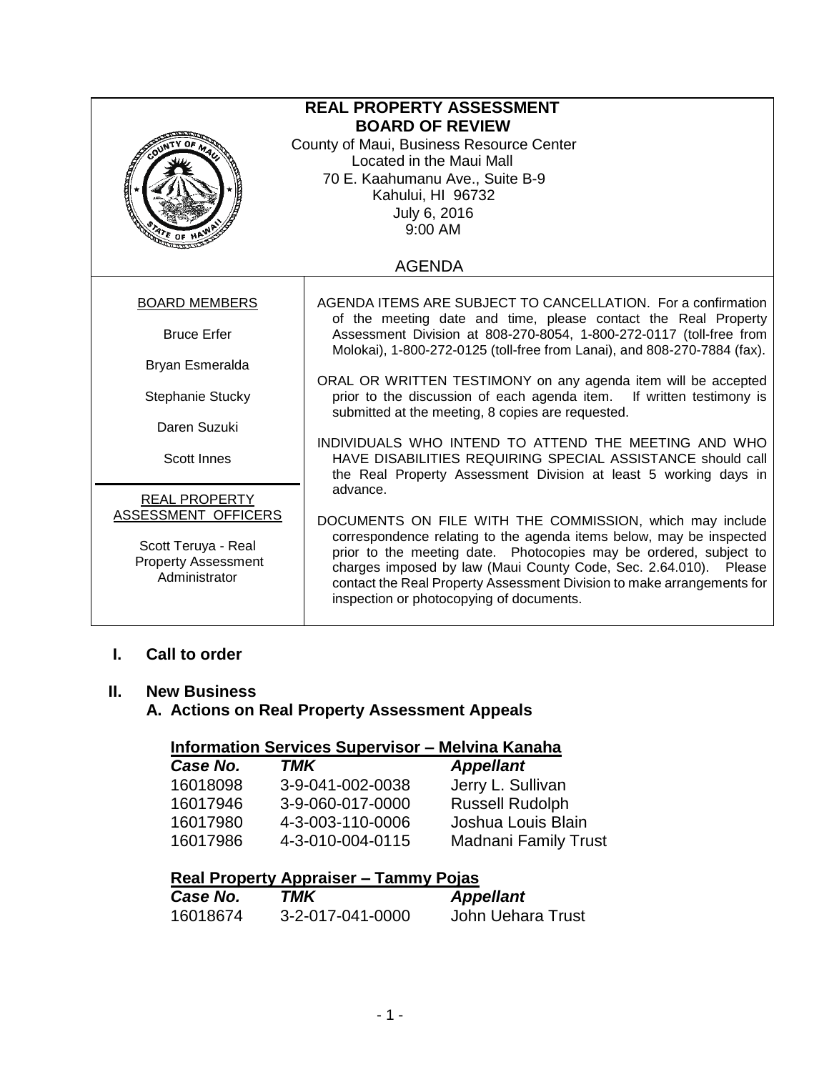# REAL PROPERTY ASSESSMENT BOARD OF REVIEW

County of Maui, Business Resource Center
Located in the Maui Mall
70 E. Kaahumanu Ave., Suite B-9
Kahului, HI 96732
July 6, 2016
9:00 AM

## AGENDA

**BOARD MEMBERS**

Bruce Erfer

Bryan Esmeralda

Stephanie Stucky

Daren Suzuki

Scott Innes

**REAL PROPERTY ASSESSMENT OFFICERS**

Scott Teruya - Real Property Assessment Administrator

AGENDA ITEMS ARE SUBJECT TO CANCELLATION. For a confirmation of the meeting date and time, please contact the Real Property Assessment Division at 808-270-8054, 1-800-272-0117 (toll-free from Molokai), 1-800-272-0125 (toll-free from Lanai), and 808-270-7884 (fax).

ORAL OR WRITTEN TESTIMONY on any agenda item will be accepted prior to the discussion of each agenda item. If written testimony is submitted at the meeting, 8 copies are requested.

INDIVIDUALS WHO INTEND TO ATTEND THE MEETING AND WHO HAVE DISABILITIES REQUIRING SPECIAL ASSISTANCE should call the Real Property Assessment Division at least 5 working days in advance.

DOCUMENTS ON FILE WITH THE COMMISSION, which may include correspondence relating to the agenda items below, may be inspected prior to the meeting date. Photocopies may be ordered, subject to charges imposed by law (Maui County Code, Sec. 2.64.010). Please contact the Real Property Assessment Division to make arrangements for inspection or photocopying of documents.

## I. Call to order

## II. New Business

### A. Actions on Real Property Assessment Appeals

**Information Services Supervisor – Melvina Kanaha**

| *Case No.* | *TMK* | *Appellant* |
|---|---|---|
| 16018098 | 3-9-041-002-0038 | Jerry L. Sullivan |
| 16017946 | 3-9-060-017-0000 | Russell Rudolph |
| 16017980 | 4-3-003-110-0006 | Joshua Louis Blain |
| 16017986 | 4-3-010-004-0115 | Madnani Family Trust |

**Real Property Appraiser – Tammy Pojas**

| *Case No.* | *TMK* | *Appellant* |
|---|---|---|
| 16018674 | 3-2-017-041-0000 | John Uehara Trust |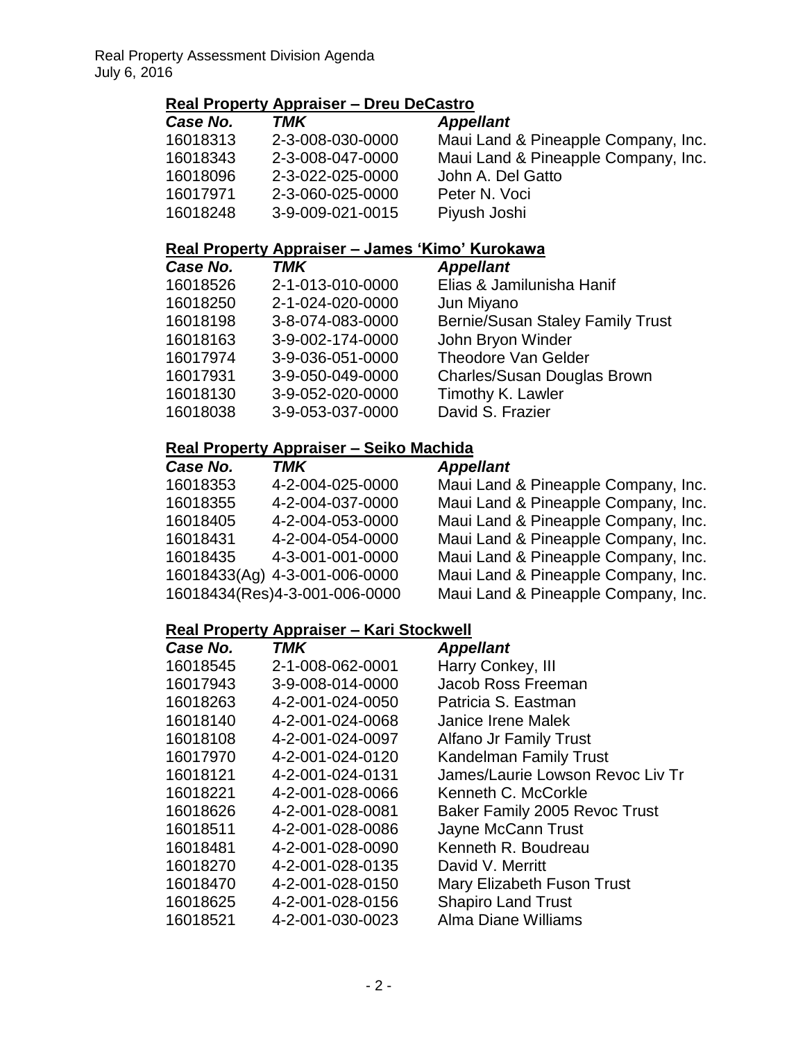## Real Property Appraiser – Dreu DeCastro

| *Case No.* | *TMK* | *Appellant* |
|---|---|---|
| 16018313 | 2-3-008-030-0000 | Maui Land & Pineapple Company, Inc. |
| 16018343 | 2-3-008-047-0000 | Maui Land & Pineapple Company, Inc. |
| 16018096 | 2-3-022-025-0000 | John A. Del Gatto |
| 16017971 | 2-3-060-025-0000 | Peter N. Voci |
| 16018248 | 3-9-009-021-0015 | Piyush Joshi |

## Real Property Appraiser – James 'Kimo' Kurokawa

| *Case No.* | *TMK* | *Appellant* |
|---|---|---|
| 16018526 | 2-1-013-010-0000 | Elias & Jamilunisha Hanif |
| 16018250 | 2-1-024-020-0000 | Jun Miyano |
| 16018198 | 3-8-074-083-0000 | Bernie/Susan Staley Family Trust |
| 16018163 | 3-9-002-174-0000 | John Bryon Winder |
| 16017974 | 3-9-036-051-0000 | Theodore Van Gelder |
| 16017931 | 3-9-050-049-0000 | Charles/Susan Douglas Brown |
| 16018130 | 3-9-052-020-0000 | Timothy K. Lawler |
| 16018038 | 3-9-053-037-0000 | David S. Frazier |

## Real Property Appraiser – Seiko Machida

| *Case No.* | *TMK* | *Appellant* |
|---|---|---|
| 16018353 | 4-2-004-025-0000 | Maui Land & Pineapple Company, Inc. |
| 16018355 | 4-2-004-037-0000 | Maui Land & Pineapple Company, Inc. |
| 16018405 | 4-2-004-053-0000 | Maui Land & Pineapple Company, Inc. |
| 16018431 | 4-2-004-054-0000 | Maui Land & Pineapple Company, Inc. |
| 16018435 | 4-3-001-001-0000 | Maui Land & Pineapple Company, Inc. |
| 16018433(Ag) | 4-3-001-006-0000 | Maui Land & Pineapple Company, Inc. |
| 16018434(Res) | 4-3-001-006-0000 | Maui Land & Pineapple Company, Inc. |

## Real Property Appraiser – Kari Stockwell

| *Case No.* | *TMK* | *Appellant* |
|---|---|---|
| 16018545 | 2-1-008-062-0001 | Harry Conkey, III |
| 16017943 | 3-9-008-014-0000 | Jacob Ross Freeman |
| 16018263 | 4-2-001-024-0050 | Patricia S. Eastman |
| 16018140 | 4-2-001-024-0068 | Janice Irene Malek |
| 16018108 | 4-2-001-024-0097 | Alfano Jr Family Trust |
| 16017970 | 4-2-001-024-0120 | Kandelman Family Trust |
| 16018121 | 4-2-001-024-0131 | James/Laurie Lowson Revoc Liv Tr |
| 16018221 | 4-2-001-028-0066 | Kenneth C. McCorkle |
| 16018626 | 4-2-001-028-0081 | Baker Family 2005 Revoc Trust |
| 16018511 | 4-2-001-028-0086 | Jayne McCann Trust |
| 16018481 | 4-2-001-028-0090 | Kenneth R. Boudreau |
| 16018270 | 4-2-001-028-0135 | David V. Merritt |
| 16018470 | 4-2-001-028-0150 | Mary Elizabeth Fuson Trust |
| 16018625 | 4-2-001-028-0156 | Shapiro Land Trust |
| 16018521 | 4-2-001-030-0023 | Alma Diane Williams |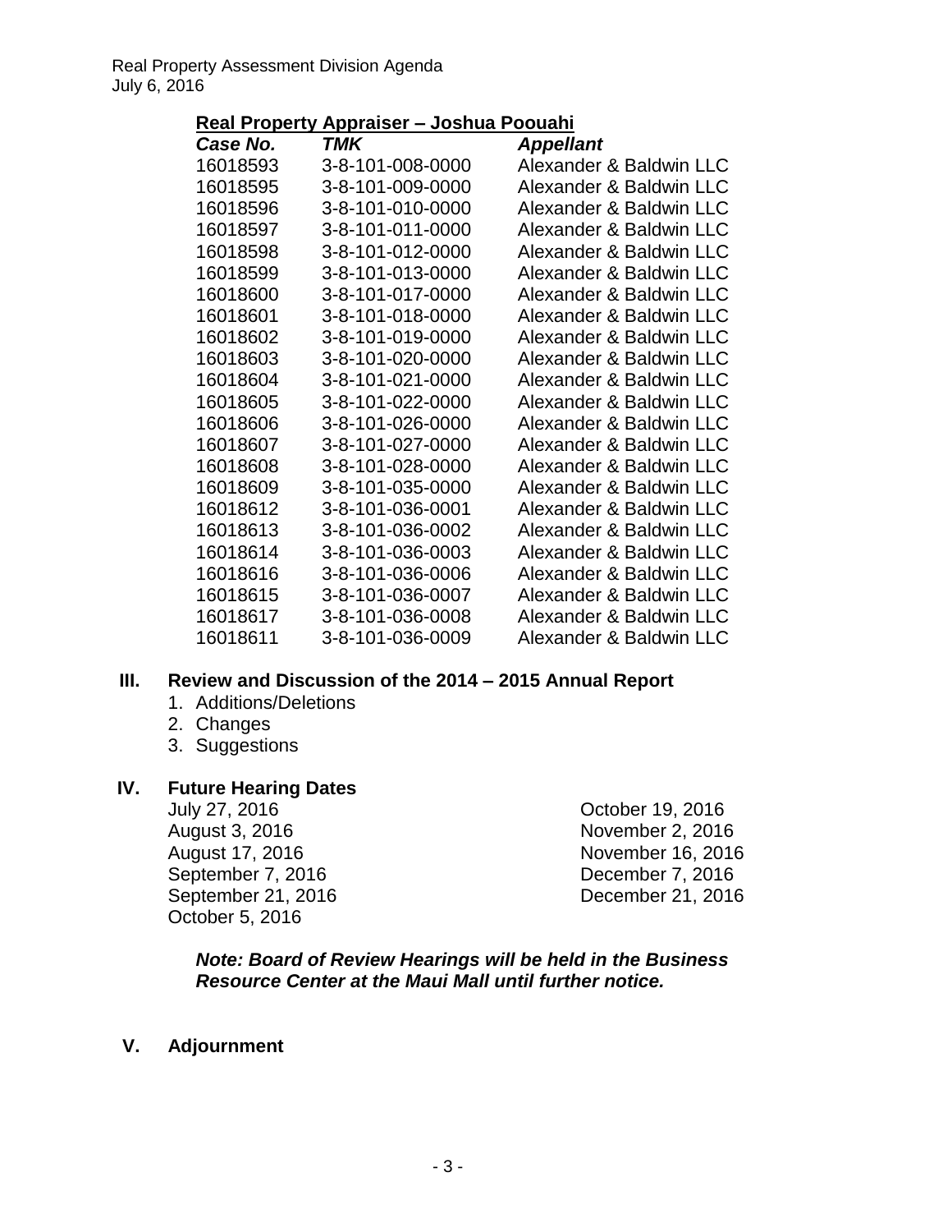**Real Property Appraiser – Joshua Poouahi**

| *Case No.* | *TMK* | *Appellant* |
|---|---|---|
| 16018593 | 3-8-101-008-0000 | Alexander & Baldwin LLC |
| 16018595 | 3-8-101-009-0000 | Alexander & Baldwin LLC |
| 16018596 | 3-8-101-010-0000 | Alexander & Baldwin LLC |
| 16018597 | 3-8-101-011-0000 | Alexander & Baldwin LLC |
| 16018598 | 3-8-101-012-0000 | Alexander & Baldwin LLC |
| 16018599 | 3-8-101-013-0000 | Alexander & Baldwin LLC |
| 16018600 | 3-8-101-017-0000 | Alexander & Baldwin LLC |
| 16018601 | 3-8-101-018-0000 | Alexander & Baldwin LLC |
| 16018602 | 3-8-101-019-0000 | Alexander & Baldwin LLC |
| 16018603 | 3-8-101-020-0000 | Alexander & Baldwin LLC |
| 16018604 | 3-8-101-021-0000 | Alexander & Baldwin LLC |
| 16018605 | 3-8-101-022-0000 | Alexander & Baldwin LLC |
| 16018606 | 3-8-101-026-0000 | Alexander & Baldwin LLC |
| 16018607 | 3-8-101-027-0000 | Alexander & Baldwin LLC |
| 16018608 | 3-8-101-028-0000 | Alexander & Baldwin LLC |
| 16018609 | 3-8-101-035-0000 | Alexander & Baldwin LLC |
| 16018612 | 3-8-101-036-0001 | Alexander & Baldwin LLC |
| 16018613 | 3-8-101-036-0002 | Alexander & Baldwin LLC |
| 16018614 | 3-8-101-036-0003 | Alexander & Baldwin LLC |
| 16018616 | 3-8-101-036-0006 | Alexander & Baldwin LLC |
| 16018615 | 3-8-101-036-0007 | Alexander & Baldwin LLC |
| 16018617 | 3-8-101-036-0008 | Alexander & Baldwin LLC |
| 16018611 | 3-8-101-036-0009 | Alexander & Baldwin LLC |

## III. Review and Discussion of the 2014 – 2015 Annual Report

1. Additions/Deletions
2. Changes
3. Suggestions

## IV. Future Hearing Dates

July 27, 2016
August 3, 2016
August 17, 2016
September 7, 2016
September 21, 2016
October 5, 2016
October 19, 2016
November 2, 2016
November 16, 2016
December 7, 2016
December 21, 2016

***Note: Board of Review Hearings will be held in the Business Resource Center at the Maui Mall until further notice.***

## V. Adjournment